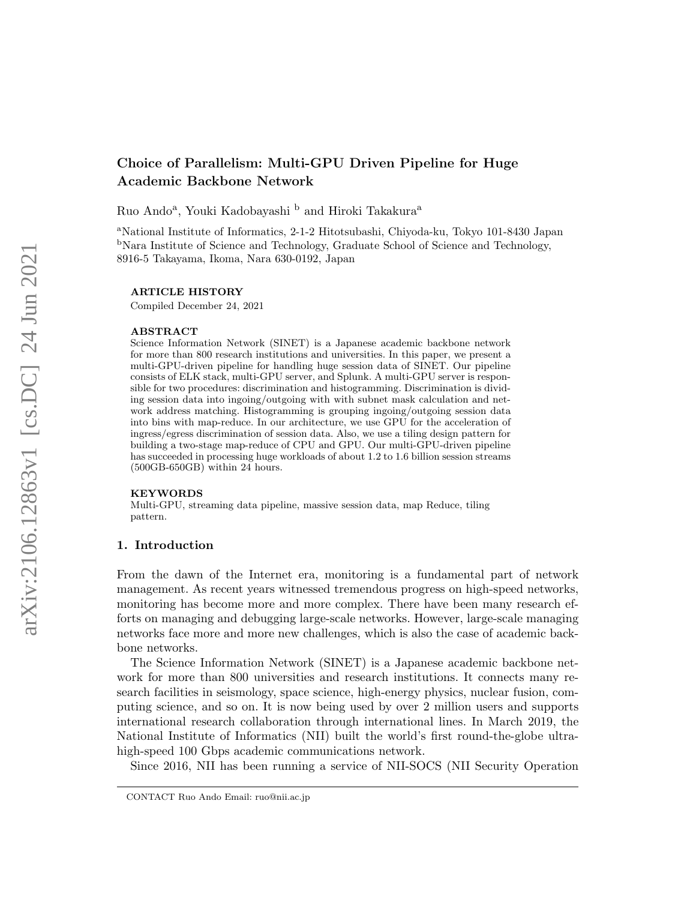# Choice of Parallelism: Multi-GPU Driven Pipeline for Huge Academic Backbone Network

Ruo Ando[a], Youki Kadobayashi [b] and Hiroki Takakura[a]

[a]National Institute of Informatics, 2-1-2 Hitotsubashi, Chiyoda-ku, Tokyo 101-8430 Japan
[b]Nara Institute of Science and Technology, Graduate School of Science and Technology, 8916-5 Takayama, Ikoma, Nara 630-0192, Japan

**ARTICLE HISTORY**

Compiled December 24, 2021

**ABSTRACT**

Science Information Network (SINET) is a Japanese academic backbone network for more than 800 research institutions and universities. In this paper, we present a multi-GPU-driven pipeline for handling huge session data of SINET. Our pipeline consists of ELK stack, multi-GPU server, and Splunk. A multi-GPU server is responsible for two procedures: discrimination and histogramming. Discrimination is dividing session data into ingoing/outgoing with with subnet mask calculation and network address matching. Histogramming is grouping ingoing/outgoing session data into bins with map-reduce. In our architecture, we use GPU for the acceleration of ingress/egress discrimination of session data. Also, we use a tiling design pattern for building a two-stage map-reduce of CPU and GPU. Our multi-GPU-driven pipeline has succeeded in processing huge workloads of about 1.2 to 1.6 billion session streams (500GB-650GB) within 24 hours.

**KEYWORDS**

Multi-GPU, streaming data pipeline, massive session data, map Reduce, tiling pattern.

## 1. Introduction

From the dawn of the Internet era, monitoring is a fundamental part of network management. As recent years witnessed tremendous progress on high-speed networks, monitoring has become more and more complex. There have been many research efforts on managing and debugging large-scale networks. However, large-scale managing networks face more and more new challenges, which is also the case of academic backbone networks.

The Science Information Network (SINET) is a Japanese academic backbone network for more than 800 universities and research institutions. It connects many research facilities in seismology, space science, high-energy physics, nuclear fusion, computing science, and so on. It is now being used by over 2 million users and supports international research collaboration through international lines. In March 2019, the National Institute of Informatics (NII) built the world's first round-the-globe ultra-high-speed 100 Gbps academic communications network.

Since 2016, NII has been running a service of NII-SOCS (NII Security Operation

CONTACT Ruo Ando Email: ruo@nii.ac.jp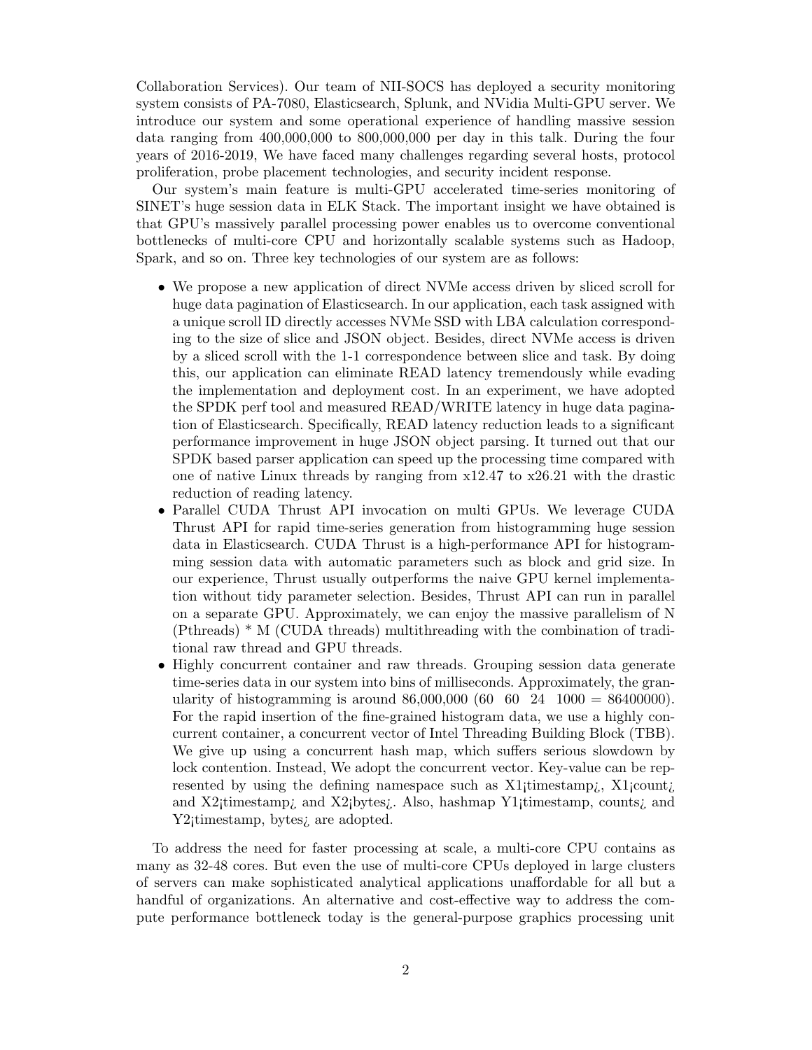Collaboration Services). Our team of NII-SOCS has deployed a security monitoring system consists of PA-7080, Elasticsearch, Splunk, and NVidia Multi-GPU server. We introduce our system and some operational experience of handling massive session data ranging from 400,000,000 to 800,000,000 per day in this talk. During the four years of 2016-2019, We have faced many challenges regarding several hosts, protocol proliferation, probe placement technologies, and security incident response.

Our system's main feature is multi-GPU accelerated time-series monitoring of SINET's huge session data in ELK Stack. The important insight we have obtained is that GPU's massively parallel processing power enables us to overcome conventional bottlenecks of multi-core CPU and horizontally scalable systems such as Hadoop, Spark, and so on. Three key technologies of our system are as follows:

- We propose a new application of direct NVMe access driven by sliced scroll for huge data pagination of Elasticsearch. In our application, each task assigned with a unique scroll ID directly accesses NVMe SSD with LBA calculation corresponding to the size of slice and JSON object. Besides, direct NVMe access is driven by a sliced scroll with the 1-1 correspondence between slice and task. By doing this, our application can eliminate READ latency tremendously while evading the implementation and deployment cost. In an experiment, we have adopted the SPDK perf tool and measured READ/WRITE latency in huge data pagination of Elasticsearch. Specifically, READ latency reduction leads to a significant performance improvement in huge JSON object parsing. It turned out that our SPDK based parser application can speed up the processing time compared with one of native Linux threads by ranging from x12.47 to x26.21 with the drastic reduction of reading latency.
- Parallel CUDA Thrust API invocation on multi GPUs. We leverage CUDA Thrust API for rapid time-series generation from histogramming huge session data in Elasticsearch. CUDA Thrust is a high-performance API for histogramming session data with automatic parameters such as block and grid size. In our experience, Thrust usually outperforms the naive GPU kernel implementation without tidy parameter selection. Besides, Thrust API can run in parallel on a separate GPU. Approximately, we can enjoy the massive parallelism of N (Pthreads) * M (CUDA threads) multithreading with the combination of traditional raw thread and GPU threads.
- Highly concurrent container and raw threads. Grouping session data generate time-series data in our system into bins of milliseconds. Approximately, the granularity of histogramming is around 86,000,000 (60 60 24 1000 = 86400000). For the rapid insertion of the fine-grained histogram data, we use a highly concurrent container, a concurrent vector of Intel Threading Building Block (TBB). We give up using a concurrent hash map, which suffers serious slowdown by lock contention. Instead, We adopt the concurrent vector. Key-value can be represented by using the defining namespace such as X1<timestamp>, X1<count> and X2<timestamp> and X2<bytes>. Also, hashmap Y1<timestamp, counts> and Y2<timestamp, bytes> are adopted.

To address the need for faster processing at scale, a multi-core CPU contains as many as 32-48 cores. But even the use of multi-core CPUs deployed in large clusters of servers can make sophisticated analytical applications unaffordable for all but a handful of organizations. An alternative and cost-effective way to address the compute performance bottleneck today is the general-purpose graphics processing unit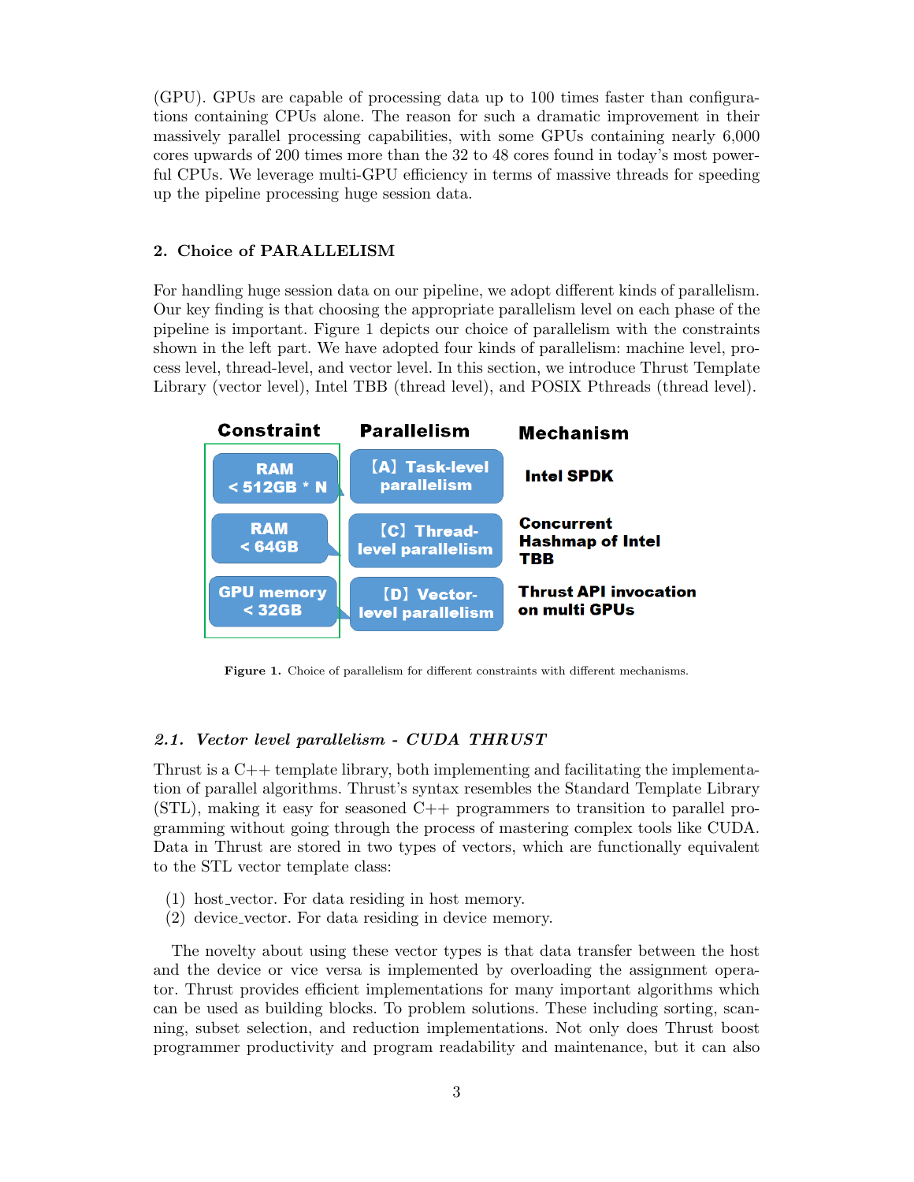(GPU). GPUs are capable of processing data up to 100 times faster than configurations containing CPUs alone. The reason for such a dramatic improvement in their massively parallel processing capabilities, with some GPUs containing nearly 6,000 cores upwards of 200 times more than the 32 to 48 cores found in today's most powerful CPUs. We leverage multi-GPU efficiency in terms of massive threads for speeding up the pipeline processing huge session data.

## 2. Choice of PARALLELISM

For handling huge session data on our pipeline, we adopt different kinds of parallelism. Our key finding is that choosing the appropriate parallelism level on each phase of the pipeline is important. Figure 1 depicts our choice of parallelism with the constraints shown in the left part. We have adopted four kinds of parallelism: machine level, process level, thread-level, and vector level. In this section, we introduce Thrust Template Library (vector level), Intel TBB (thread level), and POSIX Pthreads (thread level).

| Constraint | Parallelism | Mechanism |
| --- | --- | --- |
| RAM < 512GB * N | 【A】Task-level parallelism | Intel SPDK |
| RAM < 64GB | 【C】Thread-level parallelism | Concurrent Hashmap of Intel TBB |
| GPU memory < 32GB | 【D】Vector-level parallelism | Thrust API invocation on multi GPUs |

**Figure 1.** Choice of parallelism for different constraints with different mechanisms.

### *2.1. Vector level parallelism - CUDA THRUST*

Thrust is a C++ template library, both implementing and facilitating the implementation of parallel algorithms. Thrust's syntax resembles the Standard Template Library (STL), making it easy for seasoned C++ programmers to transition to parallel programming without going through the process of mastering complex tools like CUDA. Data in Thrust are stored in two types of vectors, which are functionally equivalent to the STL vector template class:

(1) host_vector. For data residing in host memory.
(2) device_vector. For data residing in device memory.

The novelty about using these vector types is that data transfer between the host and the device or vice versa is implemented by overloading the assignment operator. Thrust provides efficient implementations for many important algorithms which can be used as building blocks. To problem solutions. These including sorting, scanning, subset selection, and reduction implementations. Not only does Thrust boost programmer productivity and program readability and maintenance, but it can also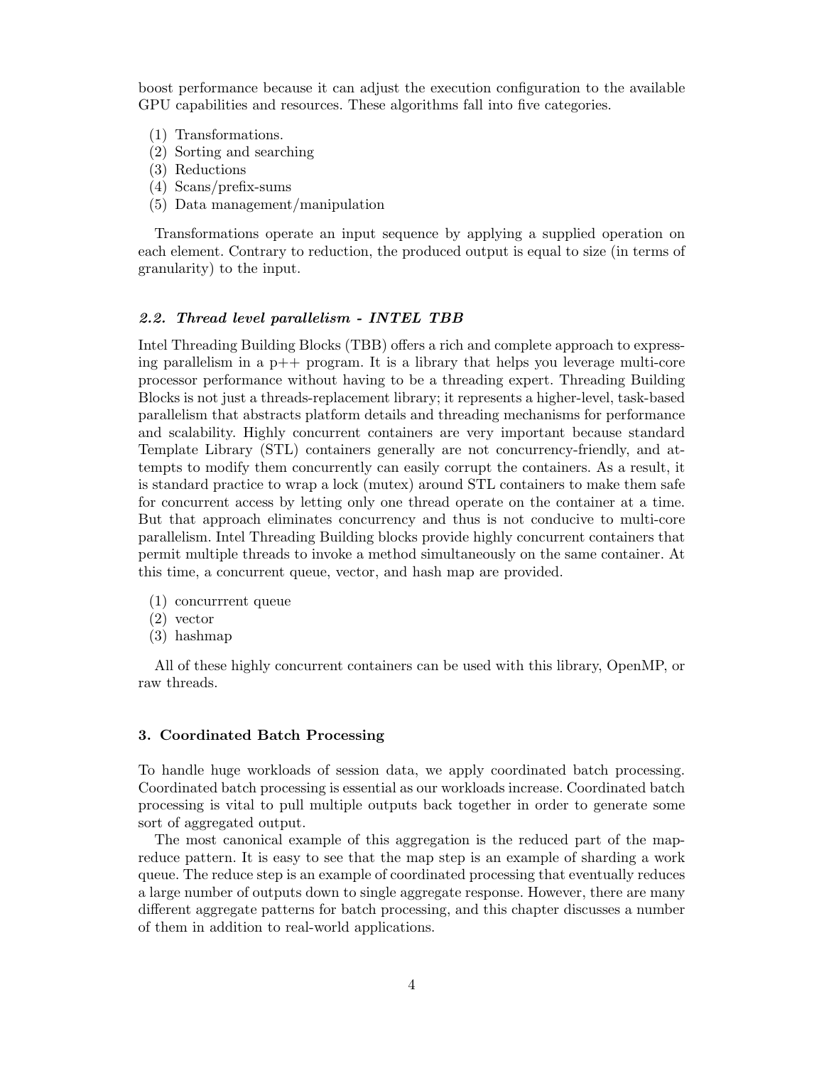boost performance because it can adjust the execution configuration to the available GPU capabilities and resources. These algorithms fall into five categories.

(1) Transformations.
(2) Sorting and searching
(3) Reductions
(4) Scans/prefix-sums
(5) Data management/manipulation

Transformations operate an input sequence by applying a supplied operation on each element. Contrary to reduction, the produced output is equal to size (in terms of granularity) to the input.

### *2.2. Thread level parallelism - INTEL TBB*

Intel Threading Building Blocks (TBB) offers a rich and complete approach to expressing parallelism in a p++ program. It is a library that helps you leverage multi-core processor performance without having to be a threading expert. Threading Building Blocks is not just a threads-replacement library; it represents a higher-level, task-based parallelism that abstracts platform details and threading mechanisms for performance and scalability. Highly concurrent containers are very important because standard Template Library (STL) containers generally are not concurrency-friendly, and attempts to modify them concurrently can easily corrupt the containers. As a result, it is standard practice to wrap a lock (mutex) around STL containers to make them safe for concurrent access by letting only one thread operate on the container at a time. But that approach eliminates concurrency and thus is not conducive to multi-core parallelism. Intel Threading Building blocks provide highly concurrent containers that permit multiple threads to invoke a method simultaneously on the same container. At this time, a concurrent queue, vector, and hash map are provided.

(1) concurrrent queue
(2) vector
(3) hashmap

All of these highly concurrent containers can be used with this library, OpenMP, or raw threads.

## 3. Coordinated Batch Processing

To handle huge workloads of session data, we apply coordinated batch processing. Coordinated batch processing is essential as our workloads increase. Coordinated batch processing is vital to pull multiple outputs back together in order to generate some sort of aggregated output.

The most canonical example of this aggregation is the reduced part of the map-reduce pattern. It is easy to see that the map step is an example of sharding a work queue. The reduce step is an example of coordinated processing that eventually reduces a large number of outputs down to single aggregate response. However, there are many different aggregate patterns for batch processing, and this chapter discusses a number of them in addition to real-world applications.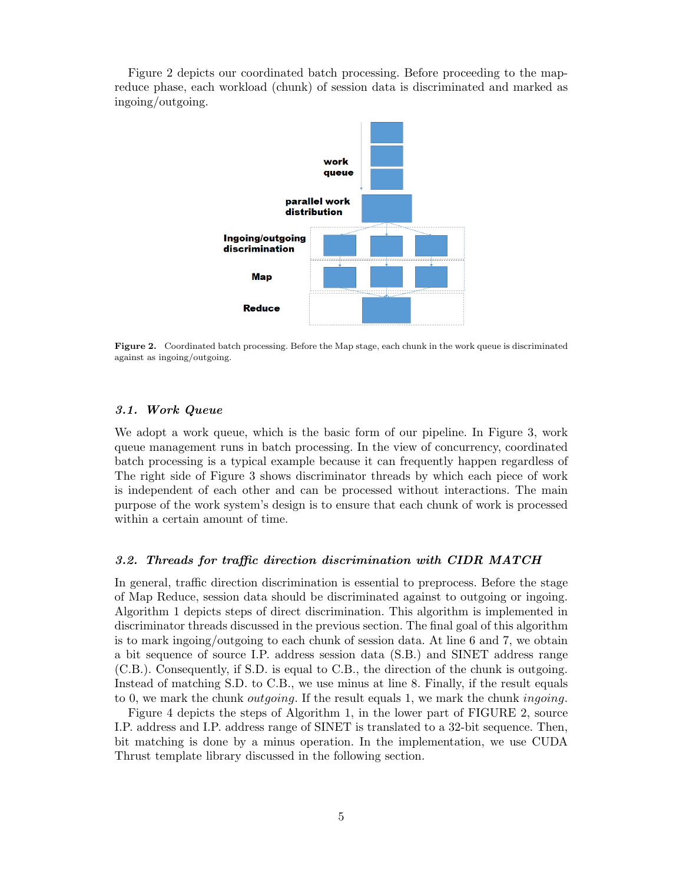Figure 2 depicts our coordinated batch processing. Before proceeding to the map-reduce phase, each workload (chunk) of session data is discriminated and marked as ingoing/outgoing.

**Figure 2.** Coordinated batch processing. Before the Map stage, each chunk in the work queue is discriminated against as ingoing/outgoing.

### *3.1. Work Queue*

We adopt a work queue, which is the basic form of our pipeline. In Figure 3, work queue management runs in batch processing. In the view of concurrency, coordinated batch processing is a typical example because it can frequently happen regardless of The right side of Figure 3 shows discriminator threads by which each piece of work is independent of each other and can be processed without interactions. The main purpose of the work system's design is to ensure that each chunk of work is processed within a certain amount of time.

### *3.2. Threads for traffic direction discrimination with CIDR MATCH*

In general, traffic direction discrimination is essential to preprocess. Before the stage of Map Reduce, session data should be discriminated against to outgoing or ingoing. Algorithm 1 depicts steps of direct discrimination. This algorithm is implemented in discriminator threads discussed in the previous section. The final goal of this algorithm is to mark ingoing/outgoing to each chunk of session data. At line 6 and 7, we obtain a bit sequence of source I.P. address session data (S.B.) and SINET address range (C.B.). Consequently, if S.D. is equal to C.B., the direction of the chunk is outgoing. Instead of matching S.D. to C.B., we use minus at line 8. Finally, if the result equals to 0, we mark the chunk *outgoing*. If the result equals 1, we mark the chunk *ingoing*.

Figure 4 depicts the steps of Algorithm 1, in the lower part of FIGURE 2, source I.P. address and I.P. address range of SINET is translated to a 32-bit sequence. Then, bit matching is done by a minus operation. In the implementation, we use CUDA Thrust template library discussed in the following section.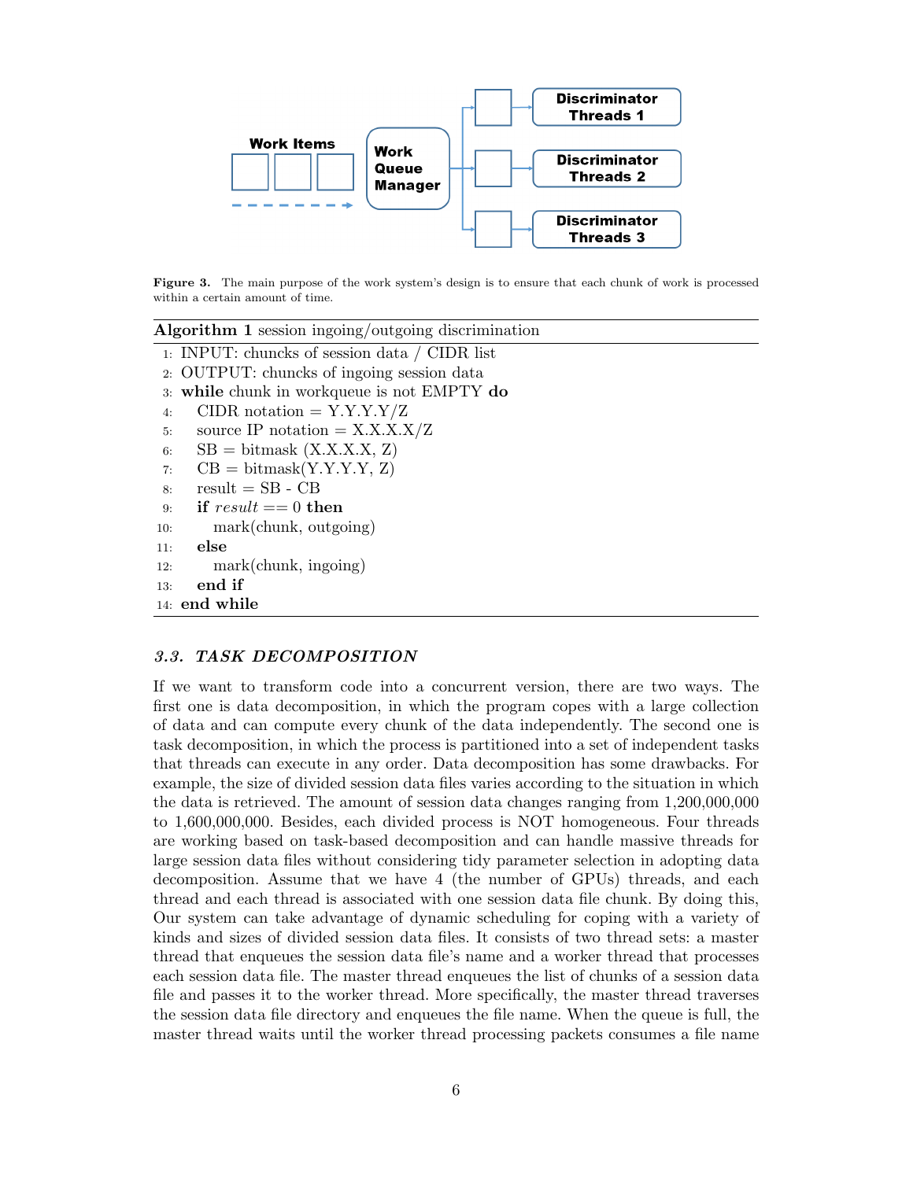Figure 3. The main purpose of the work system's design is to ensure that each chunk of work is processed within a certain amount of time.

**Algorithm 1** session ingoing/outgoing discrimination

```
1:  INPUT: chuncks of session data / CIDR list
2:  OUTPUT: chuncks of ingoing session data
3:  while chunk in workqueue is not EMPTY do
4:      CIDR notation = Y.Y.Y.Y/Z
5:      source IP notation = X.X.X.X/Z
6:      SB = bitmask (X.X.X.X, Z)
7:      CB = bitmask(Y.Y.Y.Y, Z)
8:      result = SB - CB
9:      if result == 0 then
10:         mark(chunk, outgoing)
11:     else
12:         mark(chunk, ingoing)
13:     end if
14: end while
```

### 3.3. TASK DECOMPOSITION

If we want to transform code into a concurrent version, there are two ways. The first one is data decomposition, in which the program copes with a large collection of data and can compute every chunk of the data independently. The second one is task decomposition, in which the process is partitioned into a set of independent tasks that threads can execute in any order. Data decomposition has some drawbacks. For example, the size of divided session data files varies according to the situation in which the data is retrieved. The amount of session data changes ranging from 1,200,000,000 to 1,600,000,000. Besides, each divided process is NOT homogeneous. Four threads are working based on task-based decomposition and can handle massive threads for large session data files without considering tidy parameter selection in adopting data decomposition. Assume that we have 4 (the number of GPUs) threads, and each thread and each thread is associated with one session data file chunk. By doing this, Our system can take advantage of dynamic scheduling for coping with a variety of kinds and sizes of divided session data files. It consists of two thread sets: a master thread that enqueues the session data file's name and a worker thread that processes each session data file. The master thread enqueues the list of chunks of a session data file and passes it to the worker thread. More specifically, the master thread traverses the session data file directory and enqueues the file name. When the queue is full, the master thread waits until the worker thread processing packets consumes a file name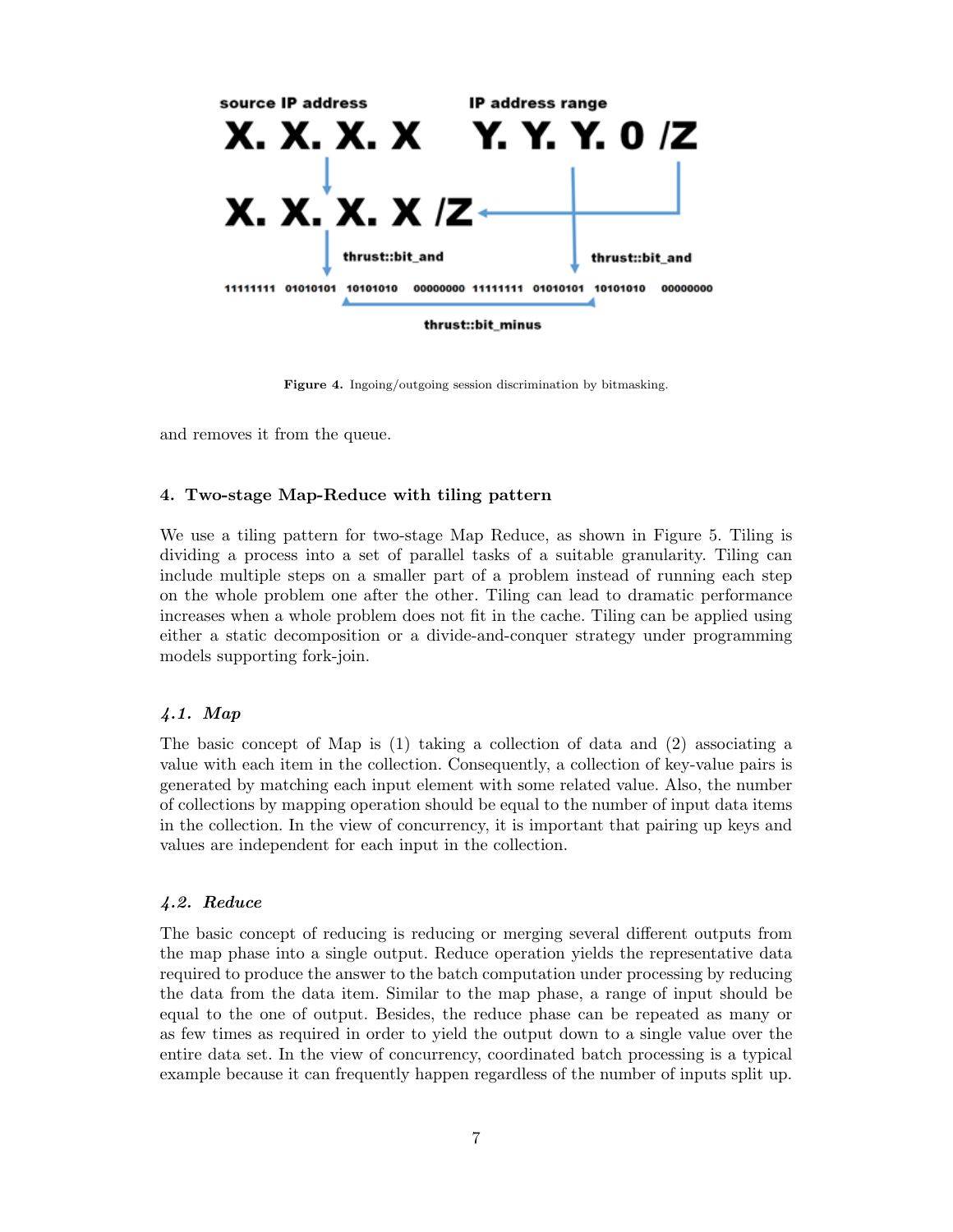Figure 4. Ingoing/outgoing session discrimination by bitmasking.

and removes it from the queue.

## 4. Two-stage Map-Reduce with tiling pattern

We use a tiling pattern for two-stage Map Reduce, as shown in Figure 5. Tiling is dividing a process into a set of parallel tasks of a suitable granularity. Tiling can include multiple steps on a smaller part of a problem instead of running each step on the whole problem one after the other. Tiling can lead to dramatic performance increases when a whole problem does not fit in the cache. Tiling can be applied using either a static decomposition or a divide-and-conquer strategy under programming models supporting fork-join.

### *4.1. Map*

The basic concept of Map is (1) taking a collection of data and (2) associating a value with each item in the collection. Consequently, a collection of key-value pairs is generated by matching each input element with some related value. Also, the number of collections by mapping operation should be equal to the number of input data items in the collection. In the view of concurrency, it is important that pairing up keys and values are independent for each input in the collection.

### *4.2. Reduce*

The basic concept of reducing is reducing or merging several different outputs from the map phase into a single output. Reduce operation yields the representative data required to produce the answer to the batch computation under processing by reducing the data from the data item. Similar to the map phase, a range of input should be equal to the one of output. Besides, the reduce phase can be repeated as many or as few times as required in order to yield the output down to a single value over the entire data set. In the view of concurrency, coordinated batch processing is a typical example because it can frequently happen regardless of the number of inputs split up.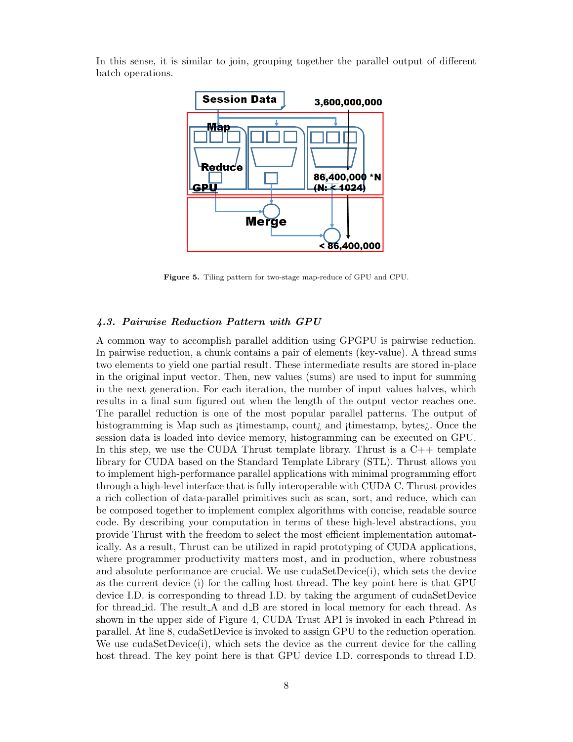In this sense, it is similar to join, grouping together the parallel output of different batch operations.

Figure 5. Tiling pattern for two-stage map-reduce of GPU and CPU.

### 4.3. Pairwise Reduction Pattern with GPU

A common way to accomplish parallel addition using GPGPU is pairwise reduction. In pairwise reduction, a chunk contains a pair of elements (key-value). A thread sums two elements to yield one partial result. These intermediate results are stored in-place in the original input vector. Then, new values (sums) are used to input for summing in the next generation. For each iteration, the number of input values halves, which results in a final sum figured out when the length of the output vector reaches one. The parallel reduction is one of the most popular parallel patterns. The output of histogramming is Map such as ¡timestamp, count¿ and ¡timestamp, bytes¿. Once the session data is loaded into device memory, histogramming can be executed on GPU. In this step, we use the CUDA Thrust template library. Thrust is a C++ template library for CUDA based on the Standard Template Library (STL). Thrust allows you to implement high-performance parallel applications with minimal programming effort through a high-level interface that is fully interoperable with CUDA C. Thrust provides a rich collection of data-parallel primitives such as scan, sort, and reduce, which can be composed together to implement complex algorithms with concise, readable source code. By describing your computation in terms of these high-level abstractions, you provide Thrust with the freedom to select the most efficient implementation automatically. As a result, Thrust can be utilized in rapid prototyping of CUDA applications, where programmer productivity matters most, and in production, where robustness and absolute performance are crucial. We use cudaSetDevice(i), which sets the device as the current device (i) for the calling host thread. The key point here is that GPU device I.D. is corresponding to thread I.D. by taking the argument of cudaSetDevice for thread_id. The result_A and d_B are stored in local memory for each thread. As shown in the upper side of Figure 4, CUDA Trust API is invoked in each Pthread in parallel. At line 8, cudaSetDevice is invoked to assign GPU to the reduction operation. We use cudaSetDevice(i), which sets the device as the current device for the calling host thread. The key point here is that GPU device I.D. corresponds to thread I.D.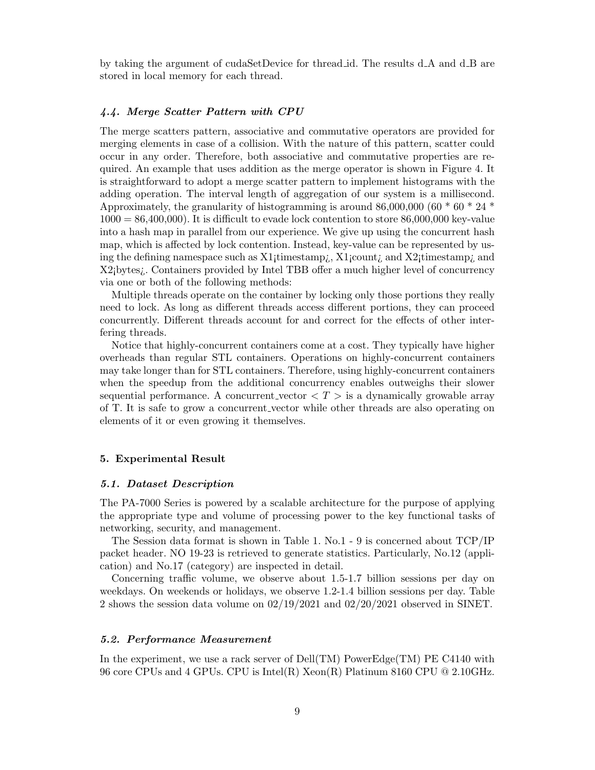by taking the argument of cudaSetDevice for thread_id. The results d_A and d_B are stored in local memory for each thread.

### 4.4. Merge Scatter Pattern with CPU

The merge scatters pattern, associative and commutative operators are provided for merging elements in case of a collision. With the nature of this pattern, scatter could occur in any order. Therefore, both associative and commutative properties are required. An example that uses addition as the merge operator is shown in Figure 4. It is straightforward to adopt a merge scatter pattern to implement histograms with the adding operation. The interval length of aggregation of our system is a millisecond. Approximately, the granularity of histogramming is around 86,000,000 (60 * 60 * 24 * 1000 = 86,400,000). It is difficult to evade lock contention to store 86,000,000 key-value into a hash map in parallel from our experience. We give up using the concurrent hash map, which is affected by lock contention. Instead, key-value can be represented by using the defining namespace such as X1¡timestamp¿, X1¡count¿ and X2¡timestamp¿ and X2¡bytes¿. Containers provided by Intel TBB offer a much higher level of concurrency via one or both of the following methods:

Multiple threads operate on the container by locking only those portions they really need to lock. As long as different threads access different portions, they can proceed concurrently. Different threads account for and correct for the effects of other interfering threads.

Notice that highly-concurrent containers come at a cost. They typically have higher overheads than regular STL containers. Operations on highly-concurrent containers may take longer than for STL containers. Therefore, using highly-concurrent containers when the speedup from the additional concurrency enables outweighs their slower sequential performance. A concurrent_vector $< T >$ is a dynamically growable array of T. It is safe to grow a concurrent_vector while other threads are also operating on elements of it or even growing it themselves.

## 5. Experimental Result

### 5.1. Dataset Description

The PA-7000 Series is powered by a scalable architecture for the purpose of applying the appropriate type and volume of processing power to the key functional tasks of networking, security, and management.

The Session data format is shown in Table 1. No.1 - 9 is concerned about TCP/IP packet header. NO 19-23 is retrieved to generate statistics. Particularly, No.12 (application) and No.17 (category) are inspected in detail.

Concerning traffic volume, we observe about 1.5-1.7 billion sessions per day on weekdays. On weekends or holidays, we observe 1.2-1.4 billion sessions per day. Table 2 shows the session data volume on 02/19/2021 and 02/20/2021 observed in SINET.

### 5.2. Performance Measurement

In the experiment, we use a rack server of Dell(TM) PowerEdge(TM) PE C4140 with 96 core CPUs and 4 GPUs. CPU is Intel(R) Xeon(R) Platinum 8160 CPU @ 2.10GHz.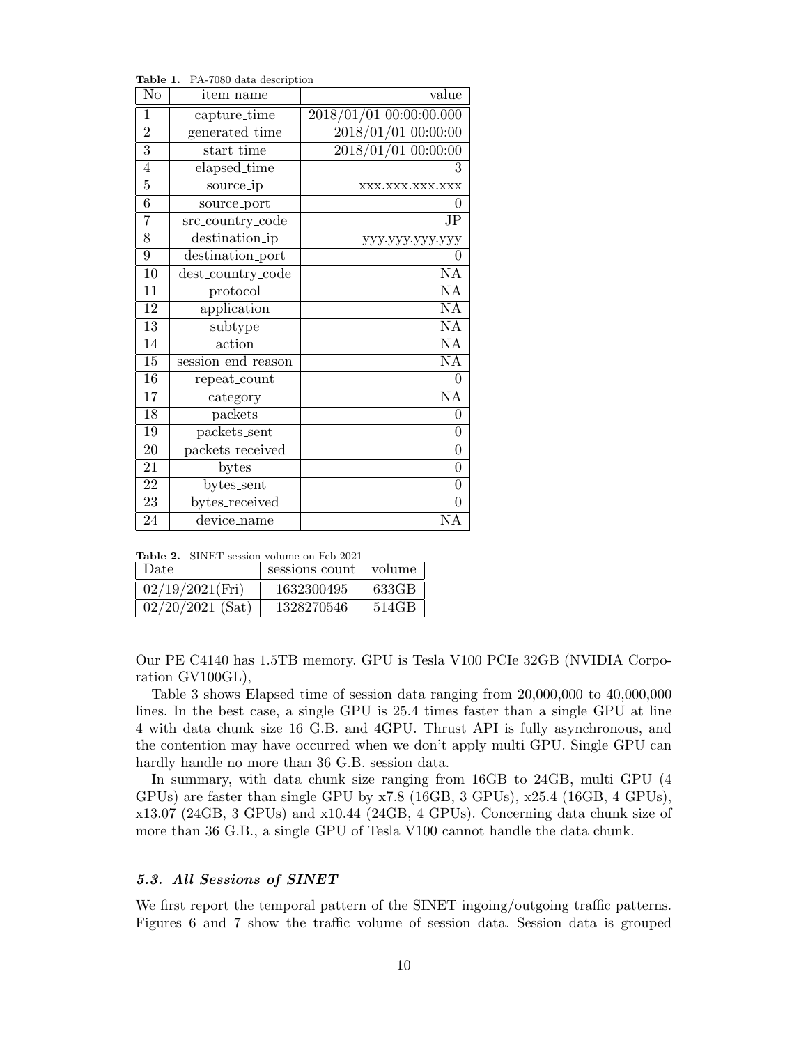**Table 1.** PA-7080 data description

| No | item name | value |
|---|---|---|
| 1 | capture_time | 2018/01/01 00:00:00.000 |
| 2 | generated_time | 2018/01/01 00:00:00 |
| 3 | start_time | 2018/01/01 00:00:00 |
| 4 | elapsed_time | 3 |
| 5 | source_ip | xxx.xxx.xxx.xxx |
| 6 | source_port | 0 |
| 7 | src_country_code | JP |
| 8 | destination_ip | yyy.yyy.yyy.yyy |
| 9 | destination_port | 0 |
| 10 | dest_country_code | NA |
| 11 | protocol | NA |
| 12 | application | NA |
| 13 | subtype | NA |
| 14 | action | NA |
| 15 | session_end_reason | NA |
| 16 | repeat_count | 0 |
| 17 | category | NA |
| 18 | packets | 0 |
| 19 | packets_sent | 0 |
| 20 | packets_received | 0 |
| 21 | bytes | 0 |
| 22 | bytes_sent | 0 |
| 23 | bytes_received | 0 |
| 24 | device_name | NA |

**Table 2.** SINET session volume on Feb 2021

| Date | sessions count | volume |
|---|---|---|
| 02/19/2021(Fri) | 1632300495 | 633GB |
| 02/20/2021 (Sat) | 1328270546 | 514GB |

Our PE C4140 has 1.5TB memory. GPU is Tesla V100 PCIe 32GB (NVIDIA Corporation GV100GL),

Table 3 shows Elapsed time of session data ranging from 20,000,000 to 40,000,000 lines. In the best case, a single GPU is 25.4 times faster than a single GPU at line 4 with data chunk size 16 G.B. and 4GPU. Thrust API is fully asynchronous, and the contention may have occurred when we don't apply multi GPU. Single GPU can hardly handle no more than 36 G.B. session data.

In summary, with data chunk size ranging from 16GB to 24GB, multi GPU (4 GPUs) are faster than single GPU by x7.8 (16GB, 3 GPUs), x25.4 (16GB, 4 GPUs), x13.07 (24GB, 3 GPUs) and x10.44 (24GB, 4 GPUs). Concerning data chunk size of more than 36 G.B., a single GPU of Tesla V100 cannot handle the data chunk.

### *5.3. All Sessions of SINET*

We first report the temporal pattern of the SINET ingoing/outgoing traffic patterns. Figures 6 and 7 show the traffic volume of session data. Session data is grouped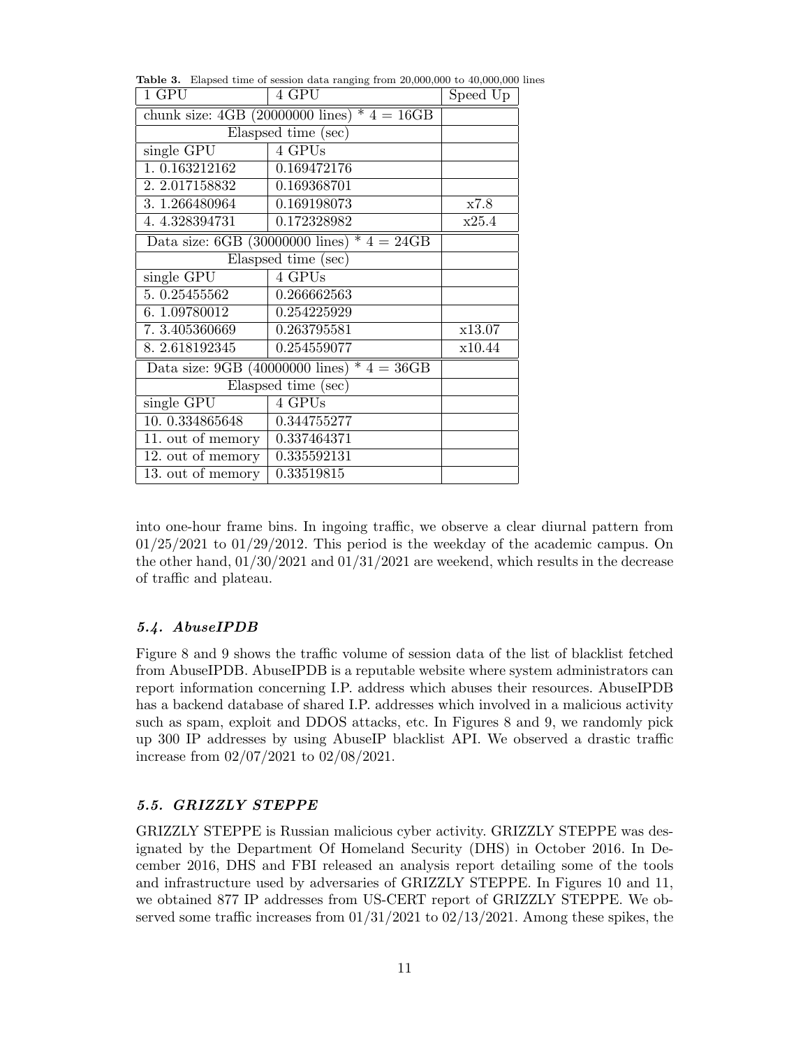**Table 3.** Elapsed time of session data ranging from 20,000,000 to 40,000,000 lines

| 1 GPU | 4 GPU | Speed Up |
|---|---|---|
| chunk size: 4GB (20000000 lines) * 4 = 16GB | | |
| Elaspsed time (sec) | | |
| single GPU | 4 GPUs | |
| 1. 0.163212162 | 0.169472176 | |
| 2. 2.017158832 | 0.169368701 | |
| 3. 1.266480964 | 0.169198073 | x7.8 |
| 4. 4.328394731 | 0.172328982 | x25.4 |
| Data size: 6GB (30000000 lines) * 4 = 24GB | | |
| Elaspsed time (sec) | | |
| single GPU | 4 GPUs | |
| 5. 0.25455562 | 0.266662563 | |
| 6. 1.09780012 | 0.254225929 | |
| 7. 3.405360669 | 0.263795581 | x13.07 |
| 8. 2.618192345 | 0.254559077 | x10.44 |
| Data size: 9GB (40000000 lines) * 4 = 36GB | | |
| Elaspsed time (sec) | | |
| single GPU | 4 GPUs | |
| 10. 0.334865648 | 0.344755277 | |
| 11. out of memory | 0.337464371 | |
| 12. out of memory | 0.335592131 | |
| 13. out of memory | 0.33519815 | |

into one-hour frame bins. In ingoing traffic, we observe a clear diurnal pattern from 01/25/2021 to 01/29/2012. This period is the weekday of the academic campus. On the other hand, 01/30/2021 and 01/31/2021 are weekend, which results in the decrease of traffic and plateau.

### *5.4. AbuseIPDB*

Figure 8 and 9 shows the traffic volume of session data of the list of blacklist fetched from AbuseIPDB. AbuseIPDB is a reputable website where system administrators can report information concerning I.P. address which abuses their resources. AbuseIPDB has a backend database of shared I.P. addresses which involved in a malicious activity such as spam, exploit and DDOS attacks, etc. In Figures 8 and 9, we randomly pick up 300 IP addresses by using AbuseIP blacklist API. We observed a drastic traffic increase from 02/07/2021 to 02/08/2021.

### *5.5. GRIZZLY STEPPE*

GRIZZLY STEPPE is Russian malicious cyber activity. GRIZZLY STEPPE was designated by the Department Of Homeland Security (DHS) in October 2016. In December 2016, DHS and FBI released an analysis report detailing some of the tools and infrastructure used by adversaries of GRIZZLY STEPPE. In Figures 10 and 11, we obtained 877 IP addresses from US-CERT report of GRIZZLY STEPPE. We observed some traffic increases from 01/31/2021 to 02/13/2021. Among these spikes, the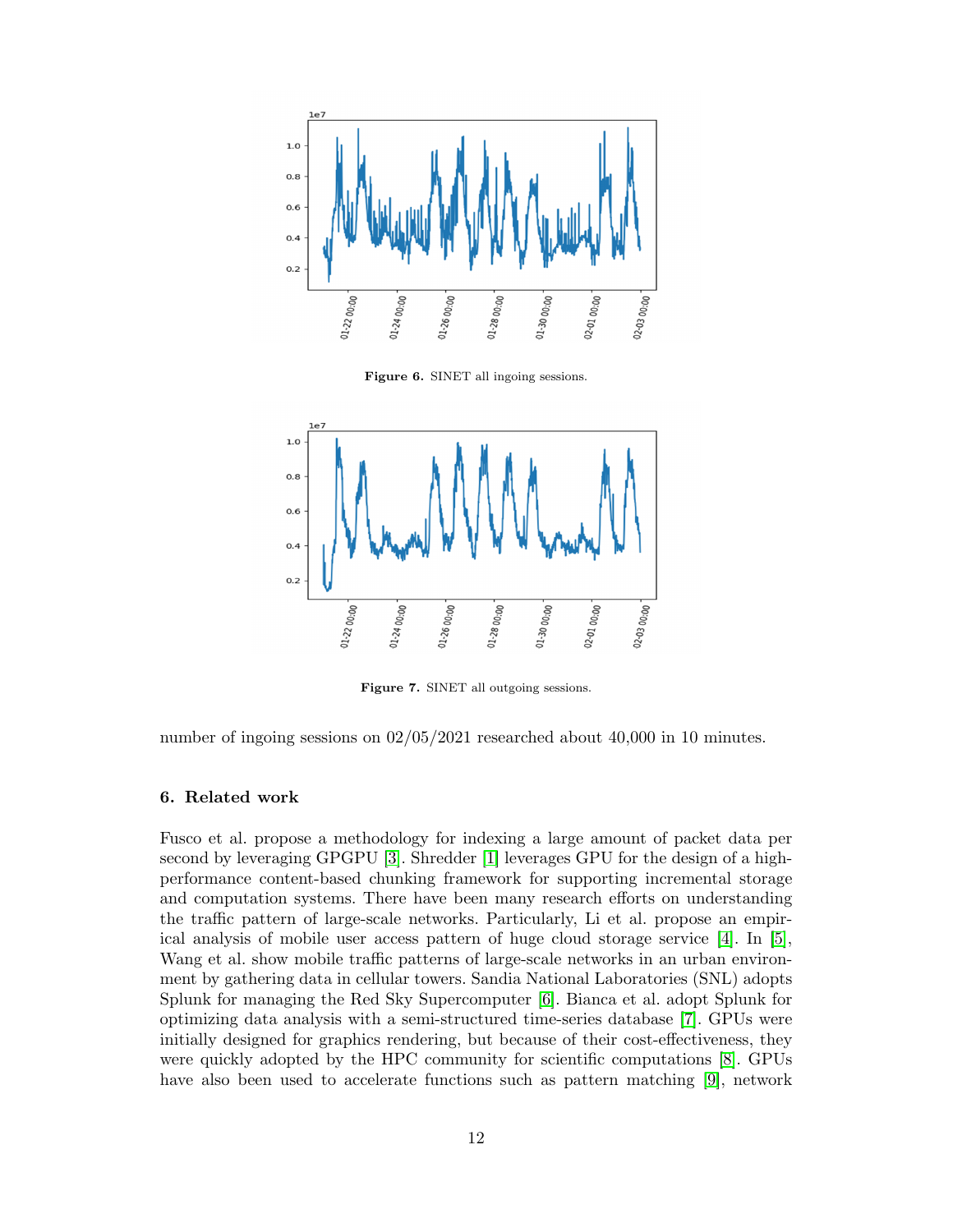Figure 6. SINET all ingoing sessions.

Figure 7. SINET all outgoing sessions.

number of ingoing sessions on 02/05/2021 researched about 40,000 in 10 minutes.

## 6. Related work

Fusco et al. propose a methodology for indexing a large amount of packet data per second by leveraging GPGPU [3]. Shredder [1] leverages GPU for the design of a high-performance content-based chunking framework for supporting incremental storage and computation systems. There have been many research efforts on understanding the traffic pattern of large-scale networks. Particularly, Li et al. propose an empirical analysis of mobile user access pattern of huge cloud storage service [4]. In [5], Wang et al. show mobile traffic patterns of large-scale networks in an urban environment by gathering data in cellular towers. Sandia National Laboratories (SNL) adopts Splunk for managing the Red Sky Supercomputer [6]. Bianca et al. adopt Splunk for optimizing data analysis with a semi-structured time-series database [7]. GPUs were initially designed for graphics rendering, but because of their cost-effectiveness, they were quickly adopted by the HPC community for scientific computations [8]. GPUs have also been used to accelerate functions such as pattern matching [9], network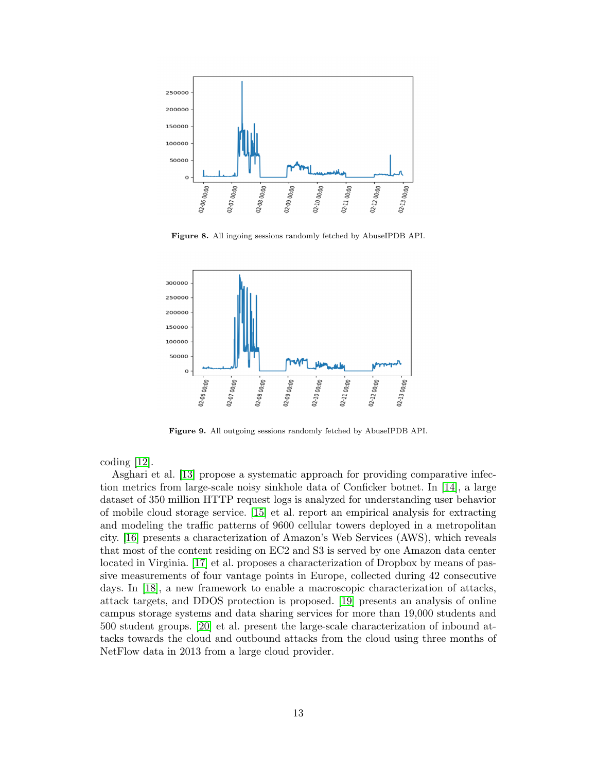Figure 8. All ingoing sessions randomly fetched by AbuseIPDB API.

Figure 9. All outgoing sessions randomly fetched by AbuseIPDB API.

coding [12].

Asghari et al. [13] propose a systematic approach for providing comparative infection metrics from large-scale noisy sinkhole data of Conficker botnet. In [14], a large dataset of 350 million HTTP request logs is analyzed for understanding user behavior of mobile cloud storage service. [15] et al. report an empirical analysis for extracting and modeling the traffic patterns of 9600 cellular towers deployed in a metropolitan city. [16] presents a characterization of Amazon's Web Services (AWS), which reveals that most of the content residing on EC2 and S3 is served by one Amazon data center located in Virginia. [17] et al. proposes a characterization of Dropbox by means of passive measurements of four vantage points in Europe, collected during 42 consecutive days. In [18], a new framework to enable a macroscopic characterization of attacks, attack targets, and DDOS protection is proposed. [19] presents an analysis of online campus storage systems and data sharing services for more than 19,000 students and 500 student groups. [20] et al. present the large-scale characterization of inbound attacks towards the cloud and outbound attacks from the cloud using three months of NetFlow data in 2013 from a large cloud provider.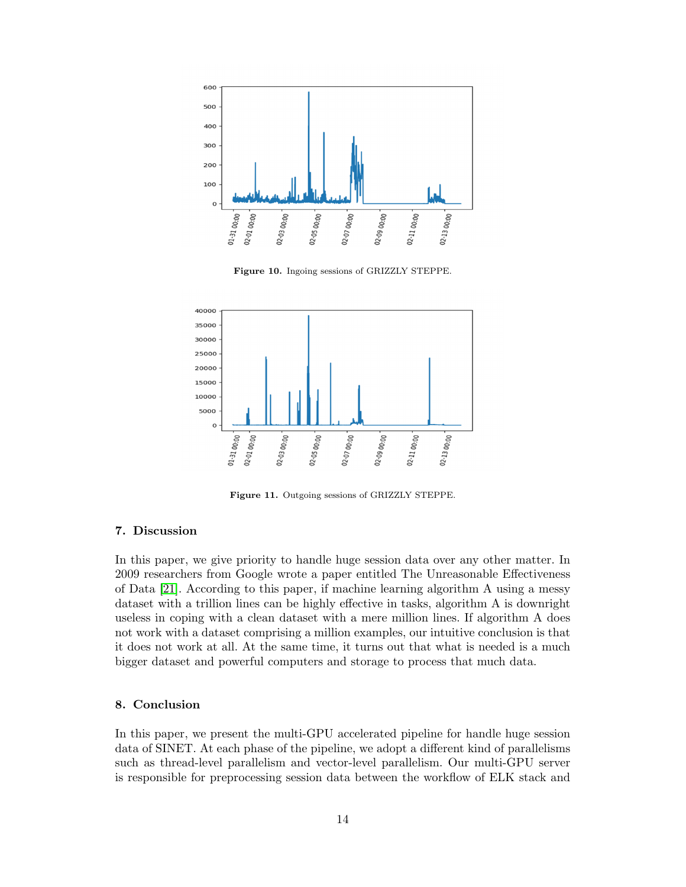Figure 10. Ingoing sessions of GRIZZLY STEPPE.

Figure 11. Outgoing sessions of GRIZZLY STEPPE.

## 7. Discussion

In this paper, we give priority to handle huge session data over any other matter. In 2009 researchers from Google wrote a paper entitled The Unreasonable Effectiveness of Data [21]. According to this paper, if machine learning algorithm A using a messy dataset with a trillion lines can be highly effective in tasks, algorithm A is downright useless in coping with a clean dataset with a mere million lines. If algorithm A does not work with a dataset comprising a million examples, our intuitive conclusion is that it does not work at all. At the same time, it turns out that what is needed is a much bigger dataset and powerful computers and storage to process that much data.

## 8. Conclusion

In this paper, we present the multi-GPU accelerated pipeline for handle huge session data of SINET. At each phase of the pipeline, we adopt a different kind of parallelisms such as thread-level parallelism and vector-level parallelism. Our multi-GPU server is responsible for preprocessing session data between the workflow of ELK stack and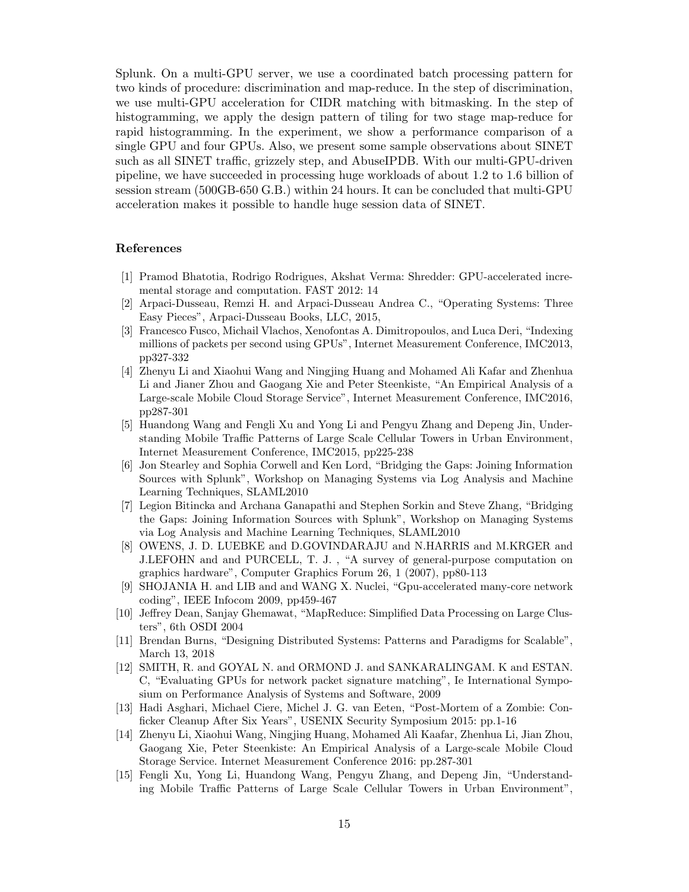Splunk. On a multi-GPU server, we use a coordinated batch processing pattern for two kinds of procedure: discrimination and map-reduce. In the step of discrimination, we use multi-GPU acceleration for CIDR matching with bitmasking. In the step of histogramming, we apply the design pattern of tiling for two stage map-reduce for rapid histogramming. In the experiment, we show a performance comparison of a single GPU and four GPUs. Also, we present some sample observations about SINET such as all SINET traffic, grizzely step, and AbuseIPDB. With our multi-GPU-driven pipeline, we have succeeded in processing huge workloads of about 1.2 to 1.6 billion of session stream (500GB-650 G.B.) within 24 hours. It can be concluded that multi-GPU acceleration makes it possible to handle huge session data of SINET.

## References

1. Pramod Bhatotia, Rodrigo Rodrigues, Akshat Verma: Shredder: GPU-accelerated incremental storage and computation. FAST 2012: 14
2. Arpaci-Dusseau, Remzi H. and Arpaci-Dusseau Andrea C., "Operating Systems: Three Easy Pieces", Arpaci-Dusseau Books, LLC, 2015,
3. Francesco Fusco, Michail Vlachos, Xenofontas A. Dimitropoulos, and Luca Deri, "Indexing millions of packets per second using GPUs", Internet Measurement Conference, IMC2013, pp327-332
4. Zhenyu Li and Xiaohui Wang and Ningjing Huang and Mohamed Ali Kafar and Zhenhua Li and Jianer Zhou and Gaogang Xie and Peter Steenkiste, "An Empirical Analysis of a Large-scale Mobile Cloud Storage Service", Internet Measurement Conference, IMC2016, pp287-301
5. Huandong Wang and Fengli Xu and Yong Li and Pengyu Zhang and Depeng Jin, Understanding Mobile Traffic Patterns of Large Scale Cellular Towers in Urban Environment, Internet Measurement Conference, IMC2015, pp225-238
6. Jon Stearley and Sophia Corwell and Ken Lord, "Bridging the Gaps: Joining Information Sources with Splunk", Workshop on Managing Systems via Log Analysis and Machine Learning Techniques, SLAML2010
7. Legion Bitincka and Archana Ganapathi and Stephen Sorkin and Steve Zhang, "Bridging the Gaps: Joining Information Sources with Splunk", Workshop on Managing Systems via Log Analysis and Machine Learning Techniques, SLAML2010
8. OWENS, J. D. LUEBKE and D.GOVINDARAJU and N.HARRIS and M.KRGER and J.LEFOHN and and PURCELL, T. J. , "A survey of general-purpose computation on graphics hardware", Computer Graphics Forum 26, 1 (2007), pp80-113
9. SHOJANIA H. and LIB and and WANG X. Nuclei, "Gpu-accelerated many-core network coding", IEEE Infocom 2009, pp459-467
10. Jeffrey Dean, Sanjay Ghemawat, "MapReduce: Simplified Data Processing on Large Clusters", 6th OSDI 2004
11. Brendan Burns, "Designing Distributed Systems: Patterns and Paradigms for Scalable", March 13, 2018
12. SMITH, R. and GOYAL N. and ORMOND J. and SANKARALINGAM. K and ESTAN. C, "Evaluating GPUs for network packet signature matching", Ie International Symposium on Performance Analysis of Systems and Software, 2009
13. Hadi Asghari, Michael Ciere, Michel J. G. van Eeten, "Post-Mortem of a Zombie: Conficker Cleanup After Six Years", USENIX Security Symposium 2015: pp.1-16
14. Zhenyu Li, Xiaohui Wang, Ningjing Huang, Mohamed Ali Kaafar, Zhenhua Li, Jian Zhou, Gaogang Xie, Peter Steenkiste: An Empirical Analysis of a Large-scale Mobile Cloud Storage Service. Internet Measurement Conference 2016: pp.287-301
15. Fengli Xu, Yong Li, Huandong Wang, Pengyu Zhang, and Depeng Jin, "Understanding Mobile Traffic Patterns of Large Scale Cellular Towers in Urban Environment",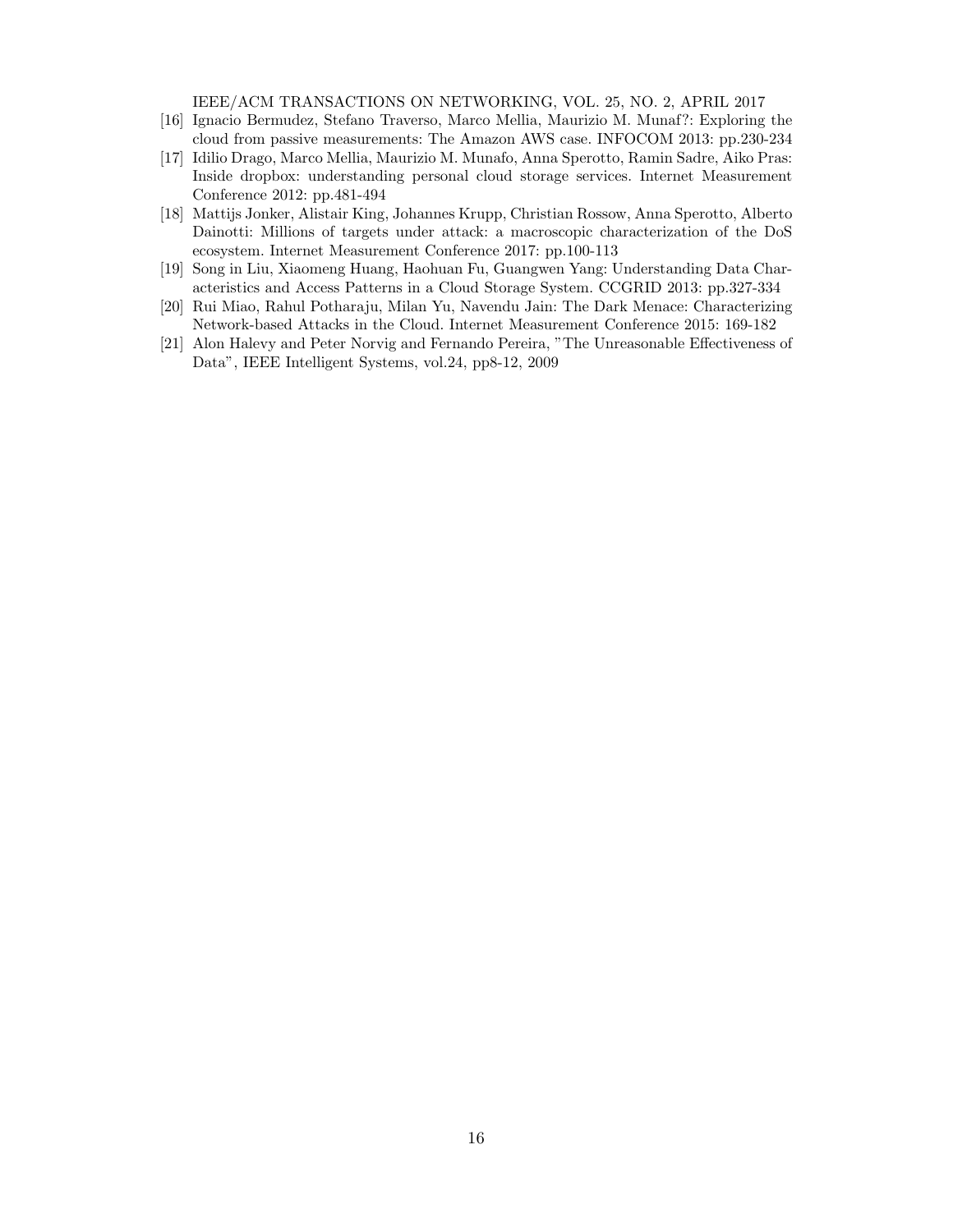IEEE/ACM TRANSACTIONS ON NETWORKING, VOL. 25, NO. 2, APRIL 2017

[16] Ignacio Bermudez, Stefano Traverso, Marco Mellia, Maurizio M. Munaf?: Exploring the cloud from passive measurements: The Amazon AWS case. INFOCOM 2013: pp.230-234

[17] Idilio Drago, Marco Mellia, Maurizio M. Munafo, Anna Sperotto, Ramin Sadre, Aiko Pras: Inside dropbox: understanding personal cloud storage services. Internet Measurement Conference 2012: pp.481-494

[18] Mattijs Jonker, Alistair King, Johannes Krupp, Christian Rossow, Anna Sperotto, Alberto Dainotti: Millions of targets under attack: a macroscopic characterization of the DoS ecosystem. Internet Measurement Conference 2017: pp.100-113

[19] Song in Liu, Xiaomeng Huang, Haohuan Fu, Guangwen Yang: Understanding Data Characteristics and Access Patterns in a Cloud Storage System. CCGRID 2013: pp.327-334

[20] Rui Miao, Rahul Potharaju, Milan Yu, Navendu Jain: The Dark Menace: Characterizing Network-based Attacks in the Cloud. Internet Measurement Conference 2015: 169-182

[21] Alon Halevy and Peter Norvig and Fernando Pereira, "The Unreasonable Effectiveness of Data", IEEE Intelligent Systems, vol.24, pp8-12, 2009